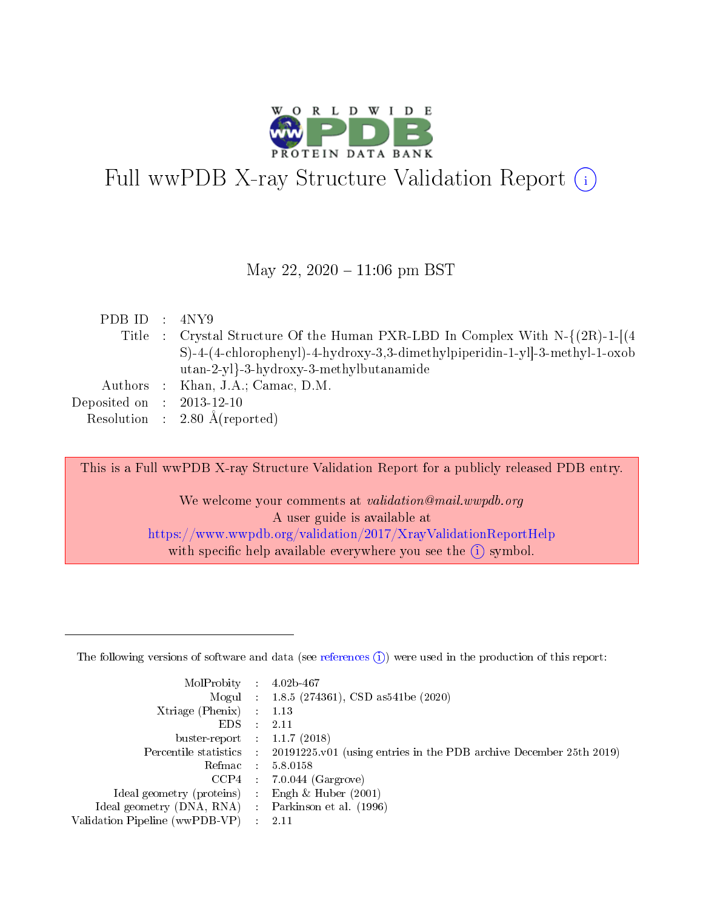# Full wwPDB X-ray Structure Validation Report (i)

May 22, 2020 – 11:06 pm BST

| | | |
|---|---|---|
| PDB ID | : | 4NY9 |
| Title | : | Crystal Structure Of the Human PXR-LBD In Complex With N-{(2R)-1-[(4S)-4-(4-chlorophenyl)-4-hydroxy-3,3-dimethylpiperidin-1-yl]-3-methyl-1-oxobutan-2-yl}-3-hydroxy-3-methylbutanamide |
| Authors | : | Khan, J.A.; Camac, D.M. |
| Deposited on | : | 2013-12-10 |
| Resolution | : | 2.80 Å(reported) |

This is a Full wwPDB X-ray Structure Validation Report for a publicly released PDB entry.

We welcome your comments at *validation@mail.wwpdb.org*
A user guide is available at
https://www.wwpdb.org/validation/2017/XrayValidationReportHelp
with specific help available everywhere you see the (i) symbol.

---

The following versions of software and data (see references (i)) were used in the production of this report:

| | | |
|---|---|---|
| MolProbity | : | 4.02b-467 |
| Mogul | : | 1.8.5 (274361), CSD as541be (2020) |
| Xtriage (Phenix) | : | 1.13 |
| EDS | : | 2.11 |
| buster-report | : | 1.1.7 (2018) |
| Percentile statistics | : | 20191225.v01 (using entries in the PDB archive December 25th 2019) |
| Refmac | : | 5.8.0158 |
| CCP4 | : | 7.0.044 (Gargrove) |
| Ideal geometry (proteins) | : | Engh & Huber (2001) |
| Ideal geometry (DNA, RNA) | : | Parkinson et al. (1996) |
| Validation Pipeline (wwPDB-VP) | : | 2.11 |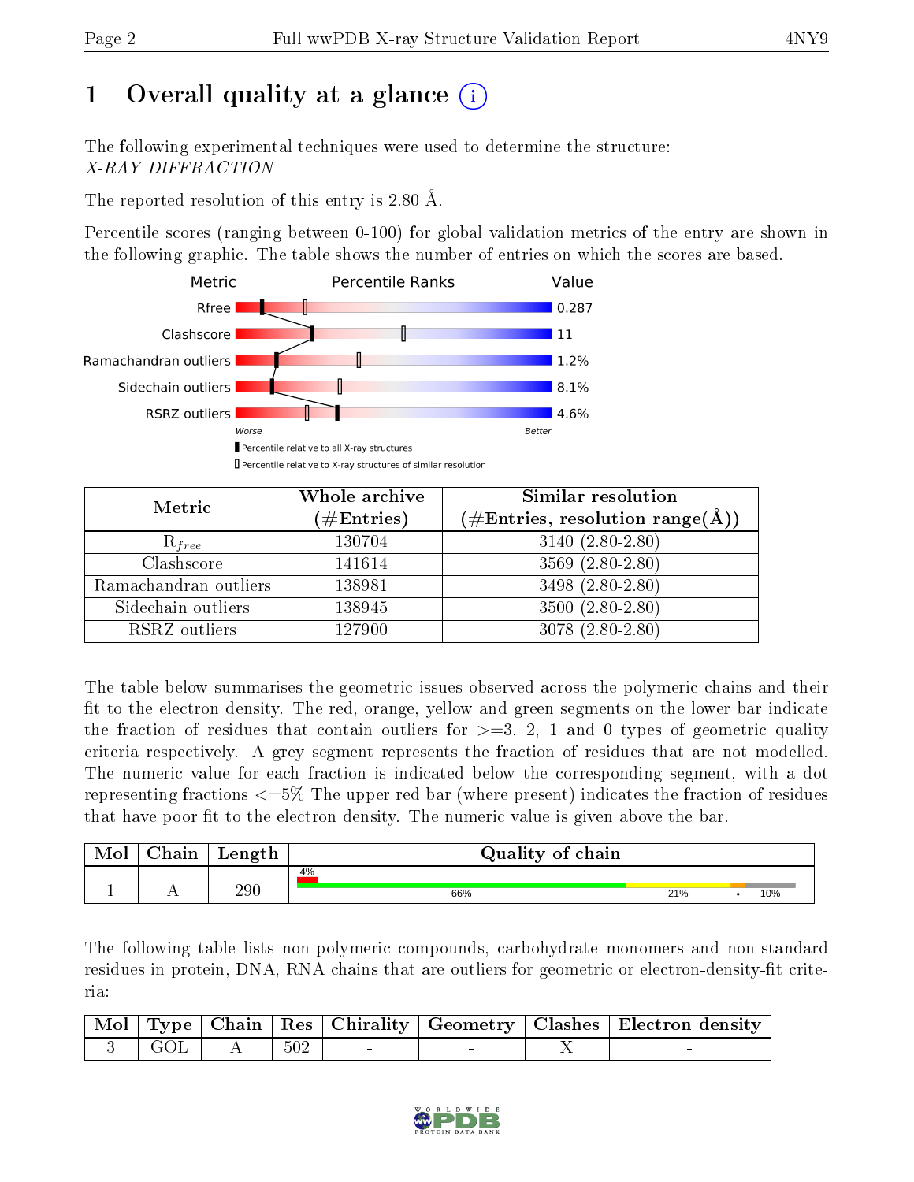# 1 Overall quality at a glance (i)

The following experimental techniques were used to determine the structure:
*X-RAY DIFFRACTION*

The reported resolution of this entry is 2.80 Å.

Percentile scores (ranging between 0-100) for global validation metrics of the entry are shown in the following graphic. The table shows the number of entries on which the scores are based.

| Metric | Value |
|---|---|
| Rfree | 0.287 |
| Clashscore | 11 |
| Ramachandran outliers | 1.2% |
| Sidechain outliers | 8.1% |
| RSRZ outliers | 4.6% |

Worse — Better

▮ Percentile relative to all X-ray structures
▯ Percentile relative to X-ray structures of similar resolution

| Metric | Whole archive (#Entries) | Similar resolution (#Entries, resolution range(Å)) |
|---|---|---|
| $R_{free}$ | 130704 | 3140 (2.80-2.80) |
| Clashscore | 141614 | 3569 (2.80-2.80) |
| Ramachandran outliers | 138981 | 3498 (2.80-2.80) |
| Sidechain outliers | 138945 | 3500 (2.80-2.80) |
| RSRZ outliers | 127900 | 3078 (2.80-2.80) |

The table below summarises the geometric issues observed across the polymeric chains and their fit to the electron density. The red, orange, yellow and green segments on the lower bar indicate the fraction of residues that contain outliers for >=3, 2, 1 and 0 types of geometric quality criteria respectively. A grey segment represents the fraction of residues that are not modelled. The numeric value for each fraction is indicated below the corresponding segment, with a dot representing fractions <=5% The upper red bar (where present) indicates the fraction of residues that have poor fit to the electron density. The numeric value is given above the bar.

| Mol | Chain | Length | Quality of chain |
|---|---|---|---|
| 1 | A | 290 | 4% (poor fit); 66% green, 21% yellow, • orange, 10% grey |

The following table lists non-polymeric compounds, carbohydrate monomers and non-standard residues in protein, DNA, RNA chains that are outliers for geometric or electron-density-fit criteria:

| Mol | Type | Chain | Res | Chirality | Geometry | Clashes | Electron density |
|---|---|---|---|---|---|---|---|
| 3 | GOL | A | 502 | - | - | X | - |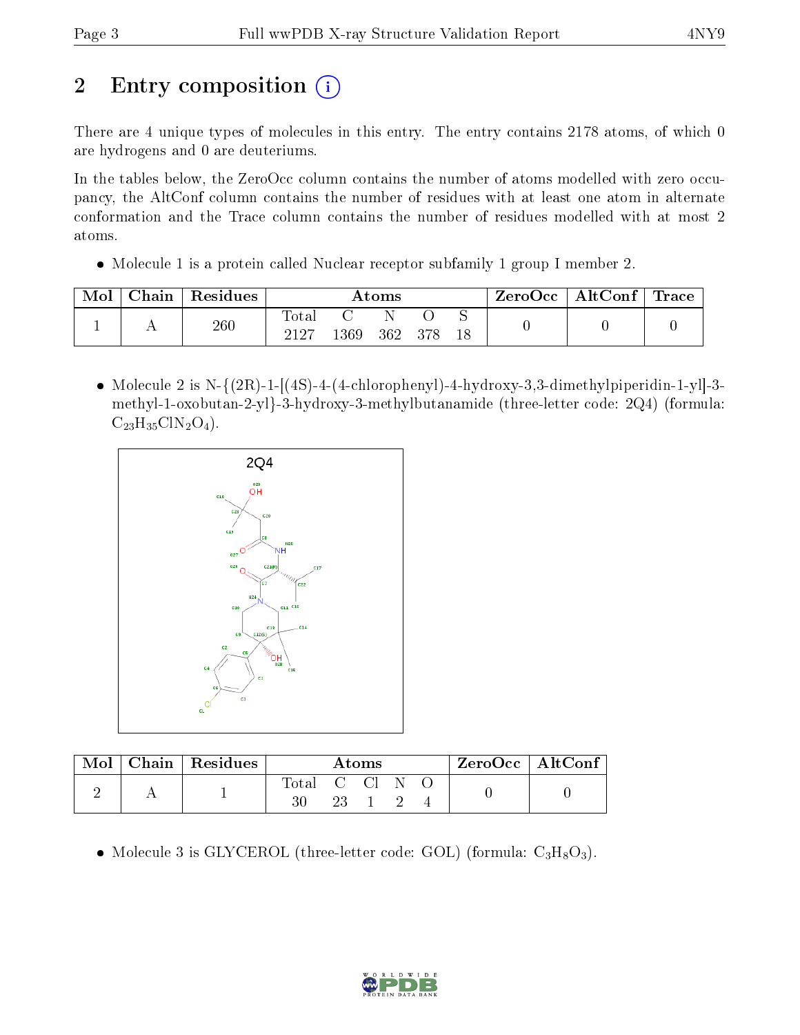# 2 Entry composition

There are 4 unique types of molecules in this entry. The entry contains 2178 atoms, of which 0 are hydrogens and 0 are deuteriums.

In the tables below, the ZeroOcc column contains the number of atoms modelled with zero occupancy, the AltConf column contains the number of residues with at least one atom in alternate conformation and the Trace column contains the number of residues modelled with at most 2 atoms.

- Molecule 1 is a protein called Nuclear receptor subfamily 1 group I member 2.

| Mol | Chain | Residues | Atoms | | | | | ZeroOcc | AltConf | Trace |
|---|---|---|---|---|---|---|---|---|---|---|
| 1 | A | 260 | Total | C | N | O | S | 0 | 0 | 0 |
| | | | 2127 | 1369 | 362 | 378 | 18 | | | |

- Molecule 2 is N-{(2R)-1-[(4S)-4-(4-chlorophenyl)-4-hydroxy-3,3-dimethylpiperidin-1-yl]-3-methyl-1-oxobutan-2-yl}-3-hydroxy-3-methylbutanamide (three-letter code: 2Q4) (formula: $C_{23}H_{35}ClN_2O_4$).

| Mol | Chain | Residues | Atoms | | | | | ZeroOcc | AltConf |
|---|---|---|---|---|---|---|---|---|---|
| 2 | A | 1 | Total | C | Cl | N | O | 0 | 0 |
| | | | 30 | 23 | 1 | 2 | 4 | | |

- Molecule 3 is GLYCEROL (three-letter code: GOL) (formula: $C_3H_8O_3$).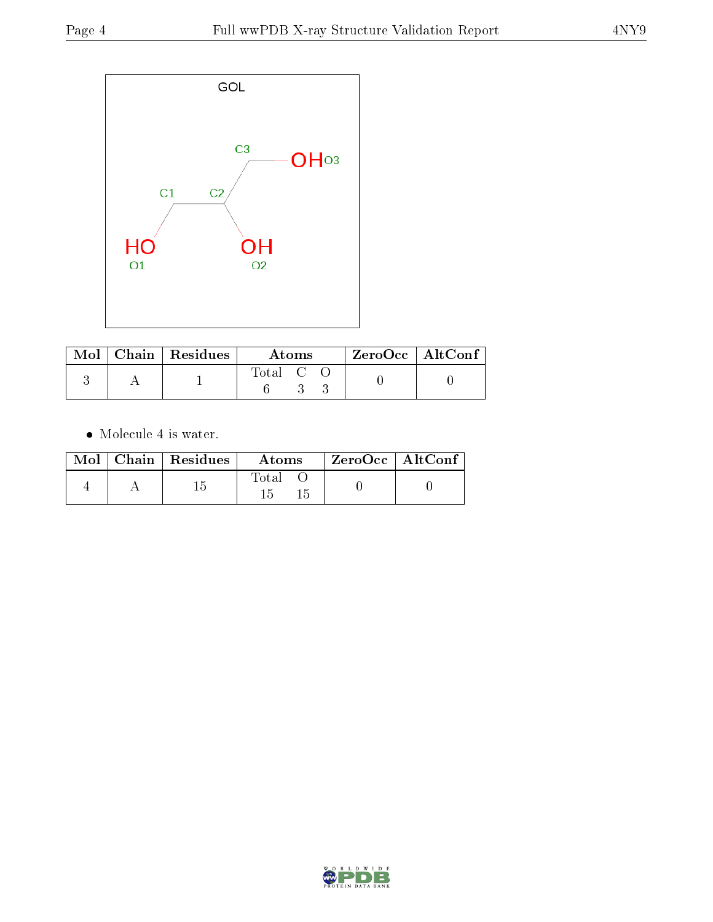GOL

| Mol | Chain | Residues | Atoms | | | ZeroOcc | AltConf |
|---|---|---|---|---|---|---|---|
| | | | Total | C | O | | |
| 3 | A | 1 | 6 | 3 | 3 | 0 | 0 |

- Molecule 4 is water.

| Mol | Chain | Residues | Atoms | | ZeroOcc | AltConf |
|---|---|---|---|---|---|---|
| | | | Total | O | | |
| 4 | A | 15 | 15 | 15 | 0 | 0 |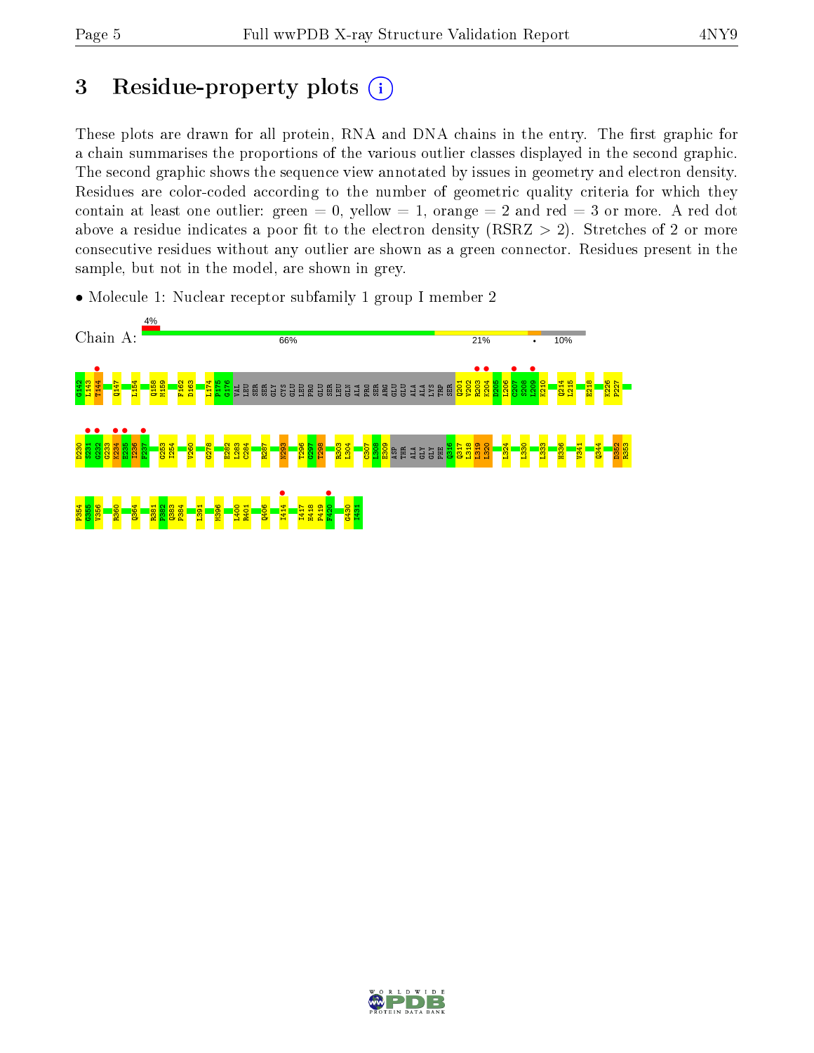# 3 Residue-property plots

These plots are drawn for all protein, RNA and DNA chains in the entry. The first graphic for a chain summarises the proportions of the various outlier classes displayed in the second graphic. The second graphic shows the sequence view annotated by issues in geometry and electron density. Residues are color-coded according to the number of geometric quality criteria for which they contain at least one outlier: green = 0, yellow = 1, orange = 2 and red = 3 or more. A red dot above a residue indicates a poor fit to the electron density (RSRZ > 2). Stretches of 2 or more consecutive residues without any outlier are shown as a green connector. Residues present in the sample, but not in the model, are shown in grey.

- Molecule 1: Nuclear receptor subfamily 1 group I member 2

Chain A: 4% | 66% | 21% | • | 10%

Q142 L143 T144 Q147 L154 Q158 M159 F162 D163 L174 P175 G176 VAL LEU SER SER GLY CYS GLU LEU PRO GLU SER LEU GLN ALA PRO SER ARG GLU GLU ALA ALA LYS TRP SER Q201 V202 R203 K204 D205 L206 C207 S208 L209 K210 Q214 L215 E218 K226 P227

D230 S231 G232 G233 K234 F235 I236 F237 G253 I254 V260 G278 E282 L283 C284 R287 N293 T296 G297 T298 R303 L304 C307 L308 E309 ASP THR ALA GLY GLY PHE Q316 Q317 L318 L319 L320 L324 L330 L333 H336 V341 Q344 D352 R353

P354 G355 V356 R360 Q364 R381 F382 Q383 P384 L391 M396 L400 R401 Q406 I414 I417 H418 P419 F420 G430 I431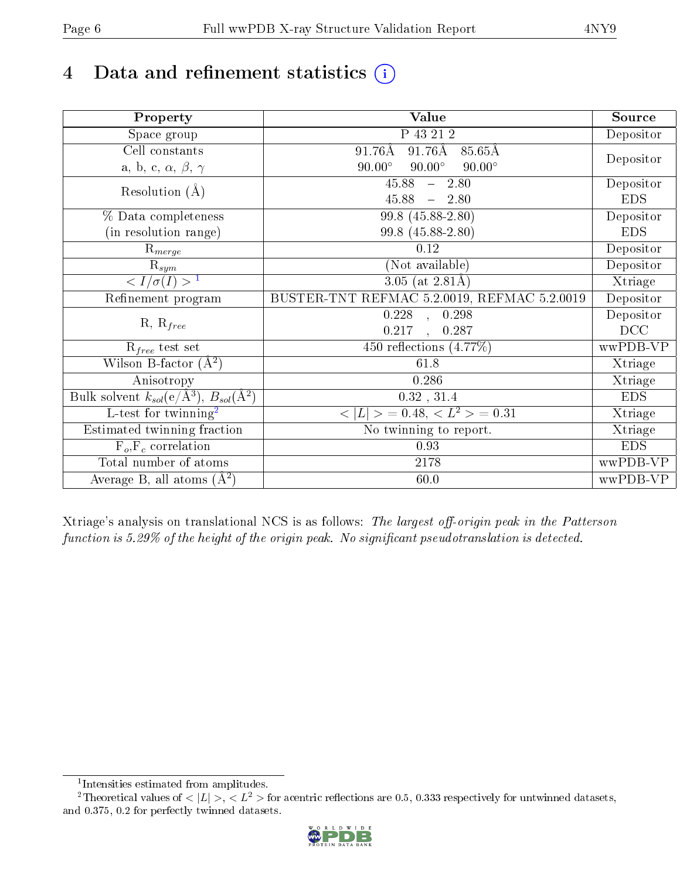# 4 Data and refinement statistics (i)

| Property | Value | Source |
|---|---|---|
| Space group | P 43 21 2 | Depositor |
| Cell constants<br>a, b, c, $\alpha$, $\beta$, $\gamma$ | 91.76Å 91.76Å 85.65Å<br>90.00° 90.00° 90.00° | Depositor |
| Resolution (Å) | 45.88 – 2.80<br>45.88 – 2.80 | Depositor<br>EDS |
| % Data completeness<br>(in resolution range) | 99.8 (45.88-2.80)<br>99.8 (45.88-2.80) | Depositor<br>EDS |
| $R_{merge}$ | 0.12 | Depositor |
| $R_{sym}$ | (Not available) | Depositor |
| $< I/\sigma(I) >$ [1] | 3.05 (at 2.81Å) | Xtriage |
| Refinement program | BUSTER-TNT REFMAC 5.2.0019, REFMAC 5.2.0019 | Depositor |
| R, $R_{free}$ | 0.228 , 0.298<br>0.217 , 0.287 | Depositor<br>DCC |
| $R_{free}$ test set | 450 reflections (4.77%) | wwPDB-VP |
| Wilson B-factor (Å$^2$) | 61.8 | Xtriage |
| Anisotropy | 0.286 | Xtriage |
| Bulk solvent $k_{sol}$(e/Å$^3$), $B_{sol}$(Å$^2$) | 0.32 , 31.4 | EDS |
| L-test for twinning[2] | $< \lvert L \rvert > = 0.48$, $< L^2 > = 0.31$ | Xtriage |
| Estimated twinning fraction | No twinning to report. | Xtriage |
| $F_o$,$F_c$ correlation | 0.93 | EDS |
| Total number of atoms | 2178 | wwPDB-VP |
| Average B, all atoms (Å$^2$) | 60.0 | wwPDB-VP |

Xtriage's analysis on translational NCS is as follows: *The largest off-origin peak in the Patterson function is 5.29% of the height of the origin peak. No significant pseudotranslation is detected.*

[1] Intensities estimated from amplitudes.

[2] Theoretical values of $< |L| >$, $< L^2 >$ for acentric reflections are 0.5, 0.333 respectively for untwinned datasets, and 0.375, 0.2 for perfectly twinned datasets.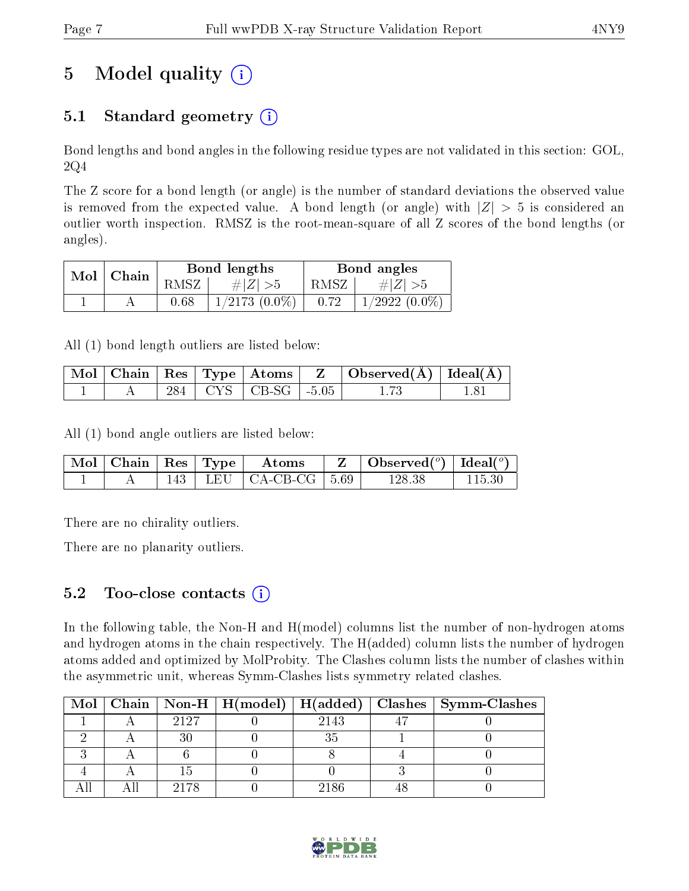# 5 Model quality (i)

## 5.1 Standard geometry (i)

Bond lengths and bond angles in the following residue types are not validated in this section: GOL, 2Q4

The Z score for a bond length (or angle) is the number of standard deviations the observed value is removed from the expected value. A bond length (or angle) with $|Z| > 5$ is considered an outlier worth inspection. RMSZ is the root-mean-square of all Z scores of the bond lengths (or angles).

| Mol | Chain | Bond lengths | | Bond angles | |
|---|---|---|---|---|---|
| | | RMSZ | #$\|Z\|$ >5 | RMSZ | #$\|Z\|$ >5 |
| 1 | A | 0.68 | 1/2173 (0.0%) | 0.72 | 1/2922 (0.0%) |

All (1) bond length outliers are listed below:

| Mol | Chain | Res | Type | Atoms | Z | Observed(Å) | Ideal(Å) |
|---|---|---|---|---|---|---|---|
| 1 | A | 284 | CYS | CB-SG | -5.05 | 1.73 | 1.81 |

All (1) bond angle outliers are listed below:

| Mol | Chain | Res | Type | Atoms | Z | Observed(°) | Ideal(°) |
|---|---|---|---|---|---|---|---|
| 1 | A | 143 | LEU | CA-CB-CG | 5.69 | 128.38 | 115.30 |

There are no chirality outliers.

There are no planarity outliers.

## 5.2 Too-close contacts (i)

In the following table, the Non-H and H(model) columns list the number of non-hydrogen atoms and hydrogen atoms in the chain respectively. The H(added) column lists the number of hydrogen atoms added and optimized by MolProbity. The Clashes column lists the number of clashes within the asymmetric unit, whereas Symm-Clashes lists symmetry related clashes.

| Mol | Chain | Non-H | H(model) | H(added) | Clashes | Symm-Clashes |
|---|---|---|---|---|---|---|
| 1 | A | 2127 | 0 | 2143 | 47 | 0 |
| 2 | A | 30 | 0 | 35 | 1 | 0 |
| 3 | A | 6 | 0 | 8 | 4 | 0 |
| 4 | A | 15 | 0 | 0 | 3 | 0 |
| All | All | 2178 | 0 | 2186 | 48 | 0 |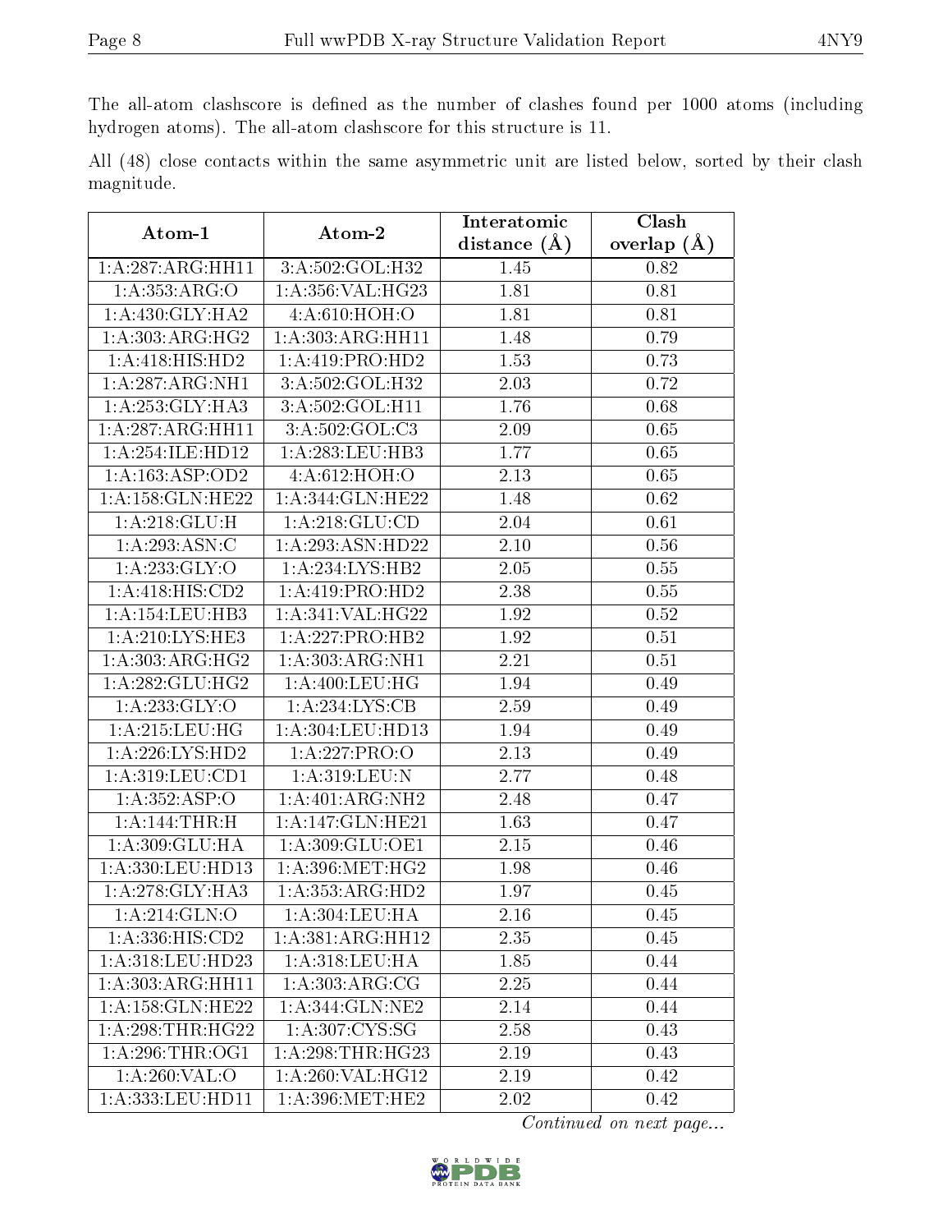The all-atom clashscore is defined as the number of clashes found per 1000 atoms (including hydrogen atoms). The all-atom clashscore for this structure is 11.

All (48) close contacts within the same asymmetric unit are listed below, sorted by their clash magnitude.

| Atom-1 | Atom-2 | Interatomic distance (Å) | Clash overlap (Å) |
|---|---|---|---|
| 1:A:287:ARG:HH11 | 3:A:502:GOL:H32 | 1.45 | 0.82 |
| 1:A:353:ARG:O | 1:A:356:VAL:HG23 | 1.81 | 0.81 |
| 1:A:430:GLY:HA2 | 4:A:610:HOH:O | 1.81 | 0.81 |
| 1:A:303:ARG:HG2 | 1:A:303:ARG:HH11 | 1.48 | 0.79 |
| 1:A:418:HIS:HD2 | 1:A:419:PRO:HD2 | 1.53 | 0.73 |
| 1:A:287:ARG:NH1 | 3:A:502:GOL:H32 | 2.03 | 0.72 |
| 1:A:253:GLY:HA3 | 3:A:502:GOL:H11 | 1.76 | 0.68 |
| 1:A:287:ARG:HH11 | 3:A:502:GOL:C3 | 2.09 | 0.65 |
| 1:A:254:ILE:HD12 | 1:A:283:LEU:HB3 | 1.77 | 0.65 |
| 1:A:163:ASP:OD2 | 4:A:612:HOH:O | 2.13 | 0.65 |
| 1:A:158:GLN:HE22 | 1:A:344:GLN:HE22 | 1.48 | 0.62 |
| 1:A:218:GLU:H | 1:A:218:GLU:CD | 2.04 | 0.61 |
| 1:A:293:ASN:C | 1:A:293:ASN:HD22 | 2.10 | 0.56 |
| 1:A:233:GLY:O | 1:A:234:LYS:HB2 | 2.05 | 0.55 |
| 1:A:418:HIS:CD2 | 1:A:419:PRO:HD2 | 2.38 | 0.55 |
| 1:A:154:LEU:HB3 | 1:A:341:VAL:HG22 | 1.92 | 0.52 |
| 1:A:210:LYS:HE3 | 1:A:227:PRO:HB2 | 1.92 | 0.51 |
| 1:A:303:ARG:HG2 | 1:A:303:ARG:NH1 | 2.21 | 0.51 |
| 1:A:282:GLU:HG2 | 1:A:400:LEU:HG | 1.94 | 0.49 |
| 1:A:233:GLY:O | 1:A:234:LYS:CB | 2.59 | 0.49 |
| 1:A:215:LEU:HG | 1:A:304:LEU:HD13 | 1.94 | 0.49 |
| 1:A:226:LYS:HD2 | 1:A:227:PRO:O | 2.13 | 0.49 |
| 1:A:319:LEU:CD1 | 1:A:319:LEU:N | 2.77 | 0.48 |
| 1:A:352:ASP:O | 1:A:401:ARG:NH2 | 2.48 | 0.47 |
| 1:A:144:THR:H | 1:A:147:GLN:HE21 | 1.63 | 0.47 |
| 1:A:309:GLU:HA | 1:A:309:GLU:OE1 | 2.15 | 0.46 |
| 1:A:330:LEU:HD13 | 1:A:396:MET:HG2 | 1.98 | 0.46 |
| 1:A:278:GLY:HA3 | 1:A:353:ARG:HD2 | 1.97 | 0.45 |
| 1:A:214:GLN:O | 1:A:304:LEU:HA | 2.16 | 0.45 |
| 1:A:336:HIS:CD2 | 1:A:381:ARG:HH12 | 2.35 | 0.45 |
| 1:A:318:LEU:HD23 | 1:A:318:LEU:HA | 1.85 | 0.44 |
| 1:A:303:ARG:HH11 | 1:A:303:ARG:CG | 2.25 | 0.44 |
| 1:A:158:GLN:HE22 | 1:A:344:GLN:NE2 | 2.14 | 0.44 |
| 1:A:298:THR:HG22 | 1:A:307:CYS:SG | 2.58 | 0.43 |
| 1:A:296:THR:OG1 | 1:A:298:THR:HG23 | 2.19 | 0.43 |
| 1:A:260:VAL:O | 1:A:260:VAL:HG12 | 2.19 | 0.42 |
| 1:A:333:LEU:HD11 | 1:A:396:MET:HE2 | 2.02 | 0.42 |

*Continued on next page...*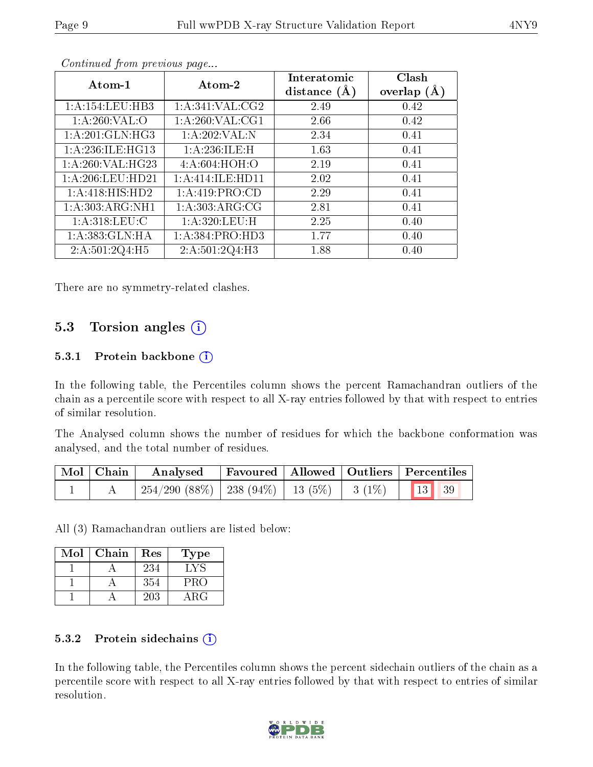*Continued from previous page...*

| Atom-1 | Atom-2 | Interatomic distance (Å) | Clash overlap (Å) |
|---|---|---|---|
| 1:A:154:LEU:HB3 | 1:A:341:VAL:CG2 | 2.49 | 0.42 |
| 1:A:260:VAL:O | 1:A:260:VAL:CG1 | 2.66 | 0.42 |
| 1:A:201:GLN:HG3 | 1:A:202:VAL:N | 2.34 | 0.41 |
| 1:A:236:ILE:HG13 | 1:A:236:ILE:H | 1.63 | 0.41 |
| 1:A:260:VAL:HG23 | 4:A:604:HOH:O | 2.19 | 0.41 |
| 1:A:206:LEU:HD21 | 1:A:414:ILE:HD11 | 2.02 | 0.41 |
| 1:A:418:HIS:HD2 | 1:A:419:PRO:CD | 2.29 | 0.41 |
| 1:A:303:ARG:NH1 | 1:A:303:ARG:CG | 2.81 | 0.41 |
| 1:A:318:LEU:C | 1:A:320:LEU:H | 2.25 | 0.40 |
| 1:A:383:GLN:HA | 1:A:384:PRO:HD3 | 1.77 | 0.40 |
| 2:A:501:2Q4:H5 | 2:A:501:2Q4:H3 | 1.88 | 0.40 |

There are no symmetry-related clashes.

## 5.3 Torsion angles

### 5.3.1 Protein backbone

In the following table, the Percentiles column shows the percent Ramachandran outliers of the chain as a percentile score with respect to all X-ray entries followed by that with respect to entries of similar resolution.

The Analysed column shows the number of residues for which the backbone conformation was analysed, and the total number of residues.

| Mol | Chain | Analysed | Favoured | Allowed | Outliers | Percentiles | |
|---|---|---|---|---|---|---|---|
| 1 | A | 254/290 (88%) | 238 (94%) | 13 (5%) | 3 (1%) | 13 | 39 |

All (3) Ramachandran outliers are listed below:

| Mol | Chain | Res | Type |
|---|---|---|---|
| 1 | A | 234 | LYS |
| 1 | A | 354 | PRO |
| 1 | A | 203 | ARG |

### 5.3.2 Protein sidechains

In the following table, the Percentiles column shows the percent sidechain outliers of the chain as a percentile score with respect to all X-ray entries followed by that with respect to entries of similar resolution.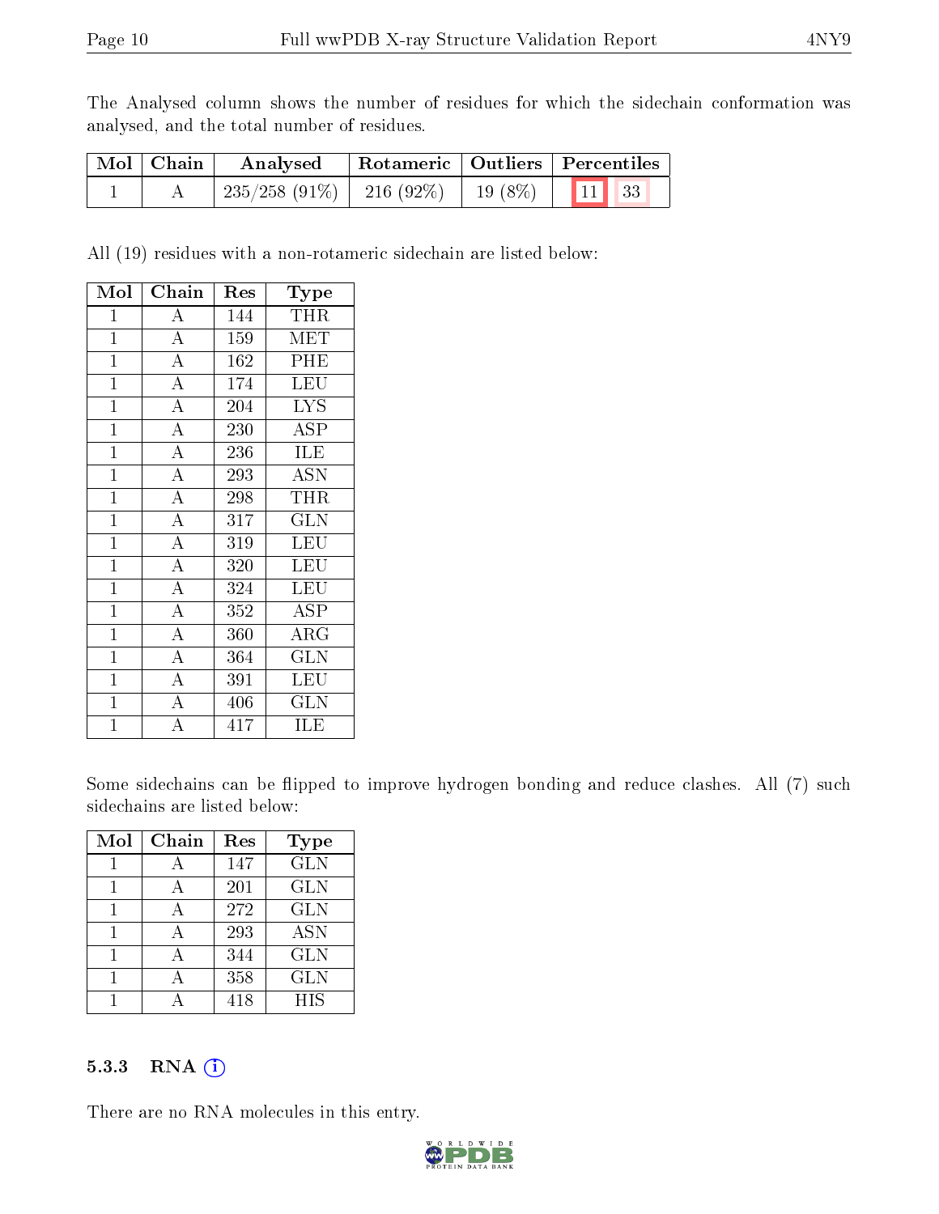The Analysed column shows the number of residues for which the sidechain conformation was analysed, and the total number of residues.

| Mol | Chain | Analysed | Rotameric | Outliers | Percentiles |  |
|---|---|---|---|---|---|---|
| 1 | A | 235/258 (91%) | 216 (92%) | 19 (8%) | 11 | 33 |

All (19) residues with a non-rotameric sidechain are listed below:

| Mol | Chain | Res | Type |
|---|---|---|---|
| 1 | A | 144 | THR |
| 1 | A | 159 | MET |
| 1 | A | 162 | PHE |
| 1 | A | 174 | LEU |
| 1 | A | 204 | LYS |
| 1 | A | 230 | ASP |
| 1 | A | 236 | ILE |
| 1 | A | 293 | ASN |
| 1 | A | 298 | THR |
| 1 | A | 317 | GLN |
| 1 | A | 319 | LEU |
| 1 | A | 320 | LEU |
| 1 | A | 324 | LEU |
| 1 | A | 352 | ASP |
| 1 | A | 360 | ARG |
| 1 | A | 364 | GLN |
| 1 | A | 391 | LEU |
| 1 | A | 406 | GLN |
| 1 | A | 417 | ILE |

Some sidechains can be flipped to improve hydrogen bonding and reduce clashes. All (7) such sidechains are listed below:

| Mol | Chain | Res | Type |
|---|---|---|---|
| 1 | A | 147 | GLN |
| 1 | A | 201 | GLN |
| 1 | A | 272 | GLN |
| 1 | A | 293 | ASN |
| 1 | A | 344 | GLN |
| 1 | A | 358 | GLN |
| 1 | A | 418 | HIS |

### 5.3.3 RNA

There are no RNA molecules in this entry.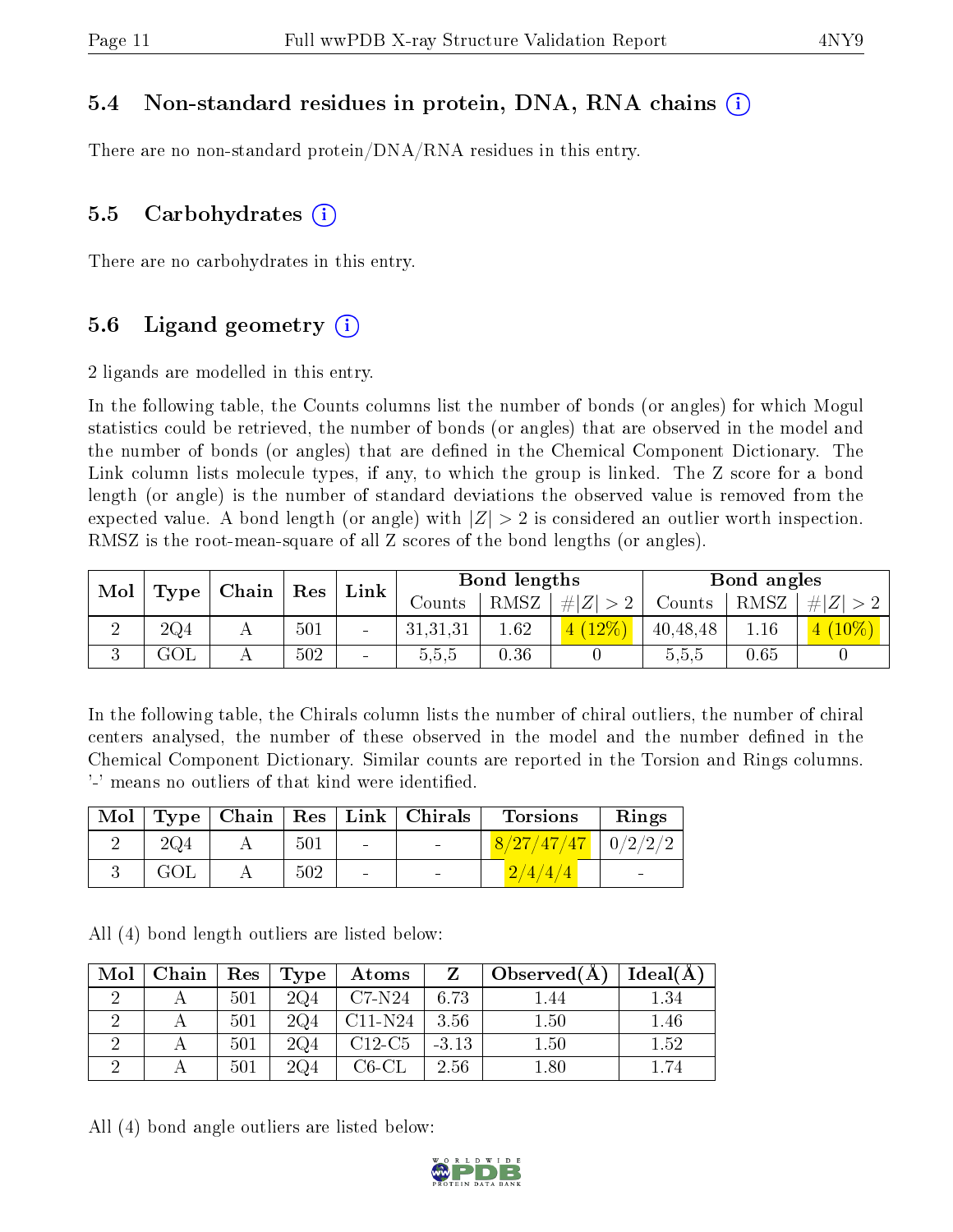### 5.4 Non-standard residues in protein, DNA, RNA chains

There are no non-standard protein/DNA/RNA residues in this entry.

### 5.5 Carbohydrates

There are no carbohydrates in this entry.

### 5.6 Ligand geometry

2 ligands are modelled in this entry.

In the following table, the Counts columns list the number of bonds (or angles) for which Mogul statistics could be retrieved, the number of bonds (or angles) that are observed in the model and the number of bonds (or angles) that are defined in the Chemical Component Dictionary. The Link column lists molecule types, if any, to which the group is linked. The Z score for a bond length (or angle) is the number of standard deviations the observed value is removed from the expected value. A bond length (or angle) with $|Z| > 2$ is considered an outlier worth inspection. RMSZ is the root-mean-square of all Z scores of the bond lengths (or angles).

| Mol | Type | Chain | Res | Link | Bond lengths | | | Bond angles | | |
|---|---|---|---|---|---|---|---|---|---|---|
| | | | | | Counts | RMSZ | $\#\|Z\| > 2$ | Counts | RMSZ | $\#\|Z\| > 2$ |
| 2 | 2Q4 | A | 501 | - | 31,31,31 | 1.62 | 4 (12%) | 40,48,48 | 1.16 | 4 (10%) |
| 3 | GOL | A | 502 | - | 5,5,5 | 0.36 | 0 | 5,5,5 | 0.65 | 0 |

In the following table, the Chirals column lists the number of chiral outliers, the number of chiral centers analysed, the number of these observed in the model and the number defined in the Chemical Component Dictionary. Similar counts are reported in the Torsion and Rings columns. '-' means no outliers of that kind were identified.

| Mol | Type | Chain | Res | Link | Chirals | Torsions | Rings |
|---|---|---|---|---|---|---|---|
| 2 | 2Q4 | A | 501 | - | - | 8/27/47/47 | 0/2/2/2 |
| 3 | GOL | A | 502 | - | - | 2/4/4/4 | - |

All (4) bond length outliers are listed below:

| Mol | Chain | Res | Type | Atoms | Z | Observed(Å) | Ideal(Å) |
|---|---|---|---|---|---|---|---|
| 2 | A | 501 | 2Q4 | C7-N24 | 6.73 | 1.44 | 1.34 |
| 2 | A | 501 | 2Q4 | C11-N24 | 3.56 | 1.50 | 1.46 |
| 2 | A | 501 | 2Q4 | C12-C5 | -3.13 | 1.50 | 1.52 |
| 2 | A | 501 | 2Q4 | C6-CL | 2.56 | 1.80 | 1.74 |

All (4) bond angle outliers are listed below: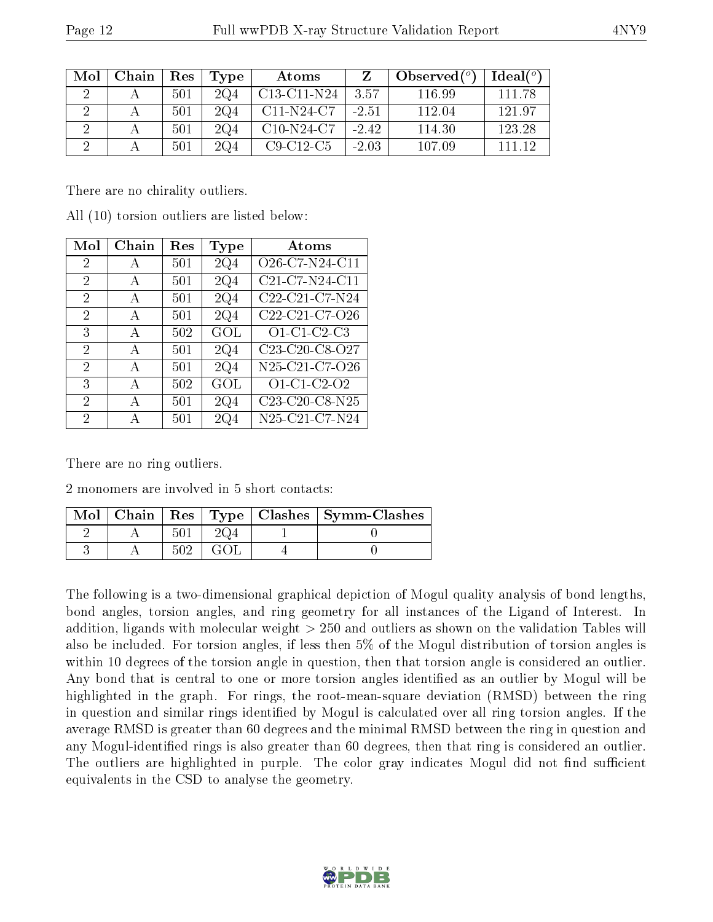| Mol | Chain | Res | Type | Atoms | Z | Observed(°) | Ideal(°) |
|---|---|---|---|---|---|---|---|
| 2 | A | 501 | 2Q4 | C13-C11-N24 | 3.57 | 116.99 | 111.78 |
| 2 | A | 501 | 2Q4 | C11-N24-C7 | -2.51 | 112.04 | 121.97 |
| 2 | A | 501 | 2Q4 | C10-N24-C7 | -2.42 | 114.30 | 123.28 |
| 2 | A | 501 | 2Q4 | C9-C12-C5 | -2.03 | 107.09 | 111.12 |

There are no chirality outliers.

All (10) torsion outliers are listed below:

| Mol | Chain | Res | Type | Atoms |
|---|---|---|---|---|
| 2 | A | 501 | 2Q4 | O26-C7-N24-C11 |
| 2 | A | 501 | 2Q4 | C21-C7-N24-C11 |
| 2 | A | 501 | 2Q4 | C22-C21-C7-N24 |
| 2 | A | 501 | 2Q4 | C22-C21-C7-O26 |
| 3 | A | 502 | GOL | O1-C1-C2-C3 |
| 2 | A | 501 | 2Q4 | C23-C20-C8-O27 |
| 2 | A | 501 | 2Q4 | N25-C21-C7-O26 |
| 3 | A | 502 | GOL | O1-C1-C2-O2 |
| 2 | A | 501 | 2Q4 | C23-C20-C8-N25 |
| 2 | A | 501 | 2Q4 | N25-C21-C7-N24 |

There are no ring outliers.

2 monomers are involved in 5 short contacts:

| Mol | Chain | Res | Type | Clashes | Symm-Clashes |
|---|---|---|---|---|---|
| 2 | A | 501 | 2Q4 | 1 | 0 |
| 3 | A | 502 | GOL | 4 | 0 |

The following is a two-dimensional graphical depiction of Mogul quality analysis of bond lengths, bond angles, torsion angles, and ring geometry for all instances of the Ligand of Interest. In addition, ligands with molecular weight > 250 and outliers as shown on the validation Tables will also be included. For torsion angles, if less then 5% of the Mogul distribution of torsion angles is within 10 degrees of the torsion angle in question, then that torsion angle is considered an outlier. Any bond that is central to one or more torsion angles identified as an outlier by Mogul will be highlighted in the graph. For rings, the root-mean-square deviation (RMSD) between the ring in question and similar rings identified by Mogul is calculated over all ring torsion angles. If the average RMSD is greater than 60 degrees and the minimal RMSD between the ring in question and any Mogul-identified rings is also greater than 60 degrees, then that ring is considered an outlier. The outliers are highlighted in purple. The color gray indicates Mogul did not find sufficient equivalents in the CSD to analyse the geometry.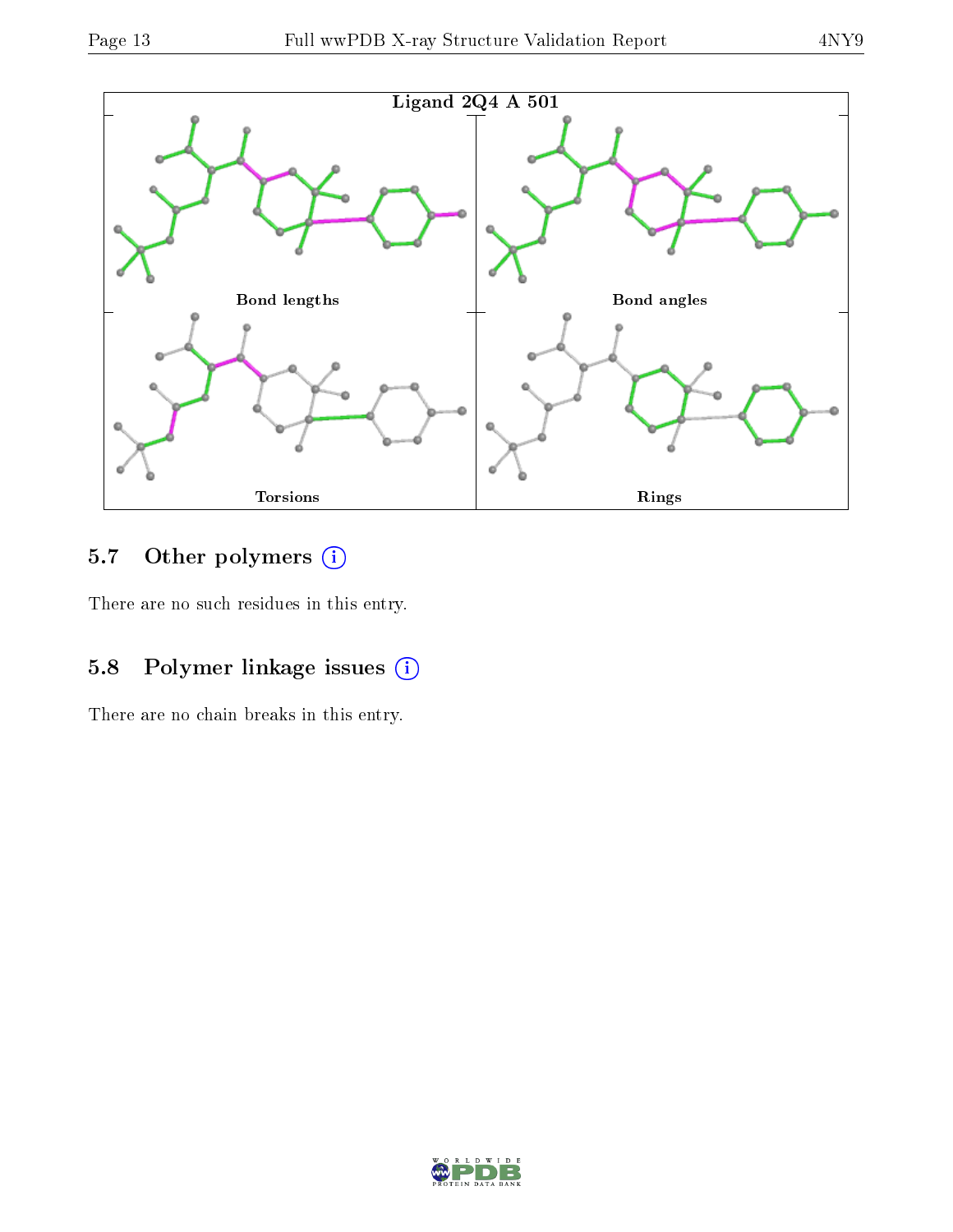Ligand 2Q4 A 501

Bond lengths

Bond angles

Torsions

Rings

### 5.7 Other polymers

There are no such residues in this entry.

### 5.8 Polymer linkage issues

There are no chain breaks in this entry.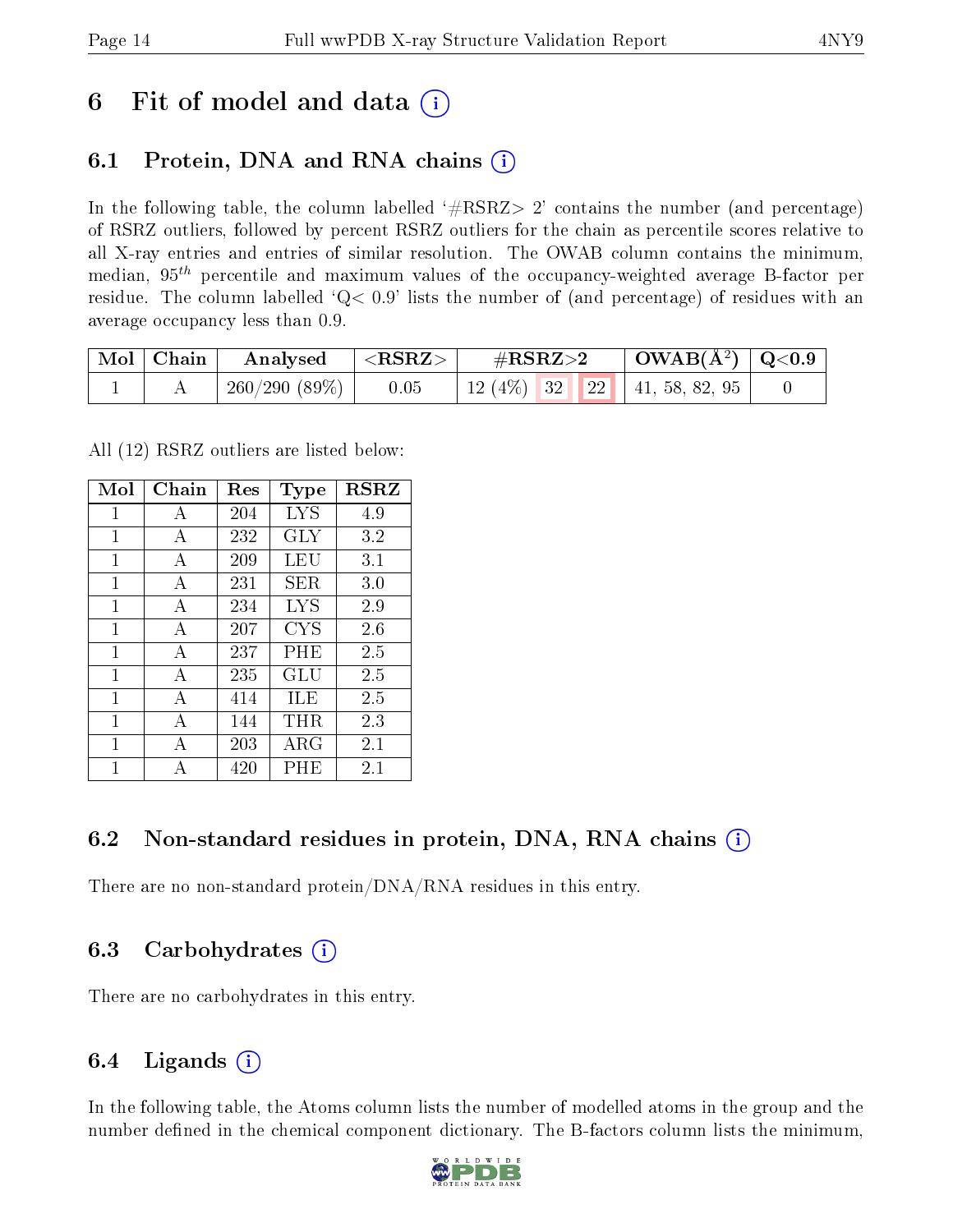# 6 Fit of model and data (i)

## 6.1 Protein, DNA and RNA chains (i)

In the following table, the column labelled '#RSRZ> 2' contains the number (and percentage) of RSRZ outliers, followed by percent RSRZ outliers for the chain as percentile scores relative to all X-ray entries and entries of similar resolution. The OWAB column contains the minimum, median, $95^{th}$ percentile and maximum values of the occupancy-weighted average B-factor per residue. The column labelled 'Q< 0.9' lists the number of (and percentage) of residues with an average occupancy less than 0.9.

| Mol | Chain | Analysed | <RSRZ> | #RSRZ>2 | | | OWAB(Å$^2$) | Q<0.9 |
|---|---|---|---|---|---|---|---|---|
| 1 | A | 260/290 (89%) | 0.05 | 12 (4%) | 32 | 22 | 41, 58, 82, 95 | 0 |

All (12) RSRZ outliers are listed below:

| Mol | Chain | Res | Type | RSRZ |
|---|---|---|---|---|
| 1 | A | 204 | LYS | 4.9 |
| 1 | A | 232 | GLY | 3.2 |
| 1 | A | 209 | LEU | 3.1 |
| 1 | A | 231 | SER | 3.0 |
| 1 | A | 234 | LYS | 2.9 |
| 1 | A | 207 | CYS | 2.6 |
| 1 | A | 237 | PHE | 2.5 |
| 1 | A | 235 | GLU | 2.5 |
| 1 | A | 414 | ILE | 2.5 |
| 1 | A | 144 | THR | 2.3 |
| 1 | A | 203 | ARG | 2.1 |
| 1 | A | 420 | PHE | 2.1 |

## 6.2 Non-standard residues in protein, DNA, RNA chains (i)

There are no non-standard protein/DNA/RNA residues in this entry.

## 6.3 Carbohydrates (i)

There are no carbohydrates in this entry.

## 6.4 Ligands (i)

In the following table, the Atoms column lists the number of modelled atoms in the group and the number defined in the chemical component dictionary. The B-factors column lists the minimum,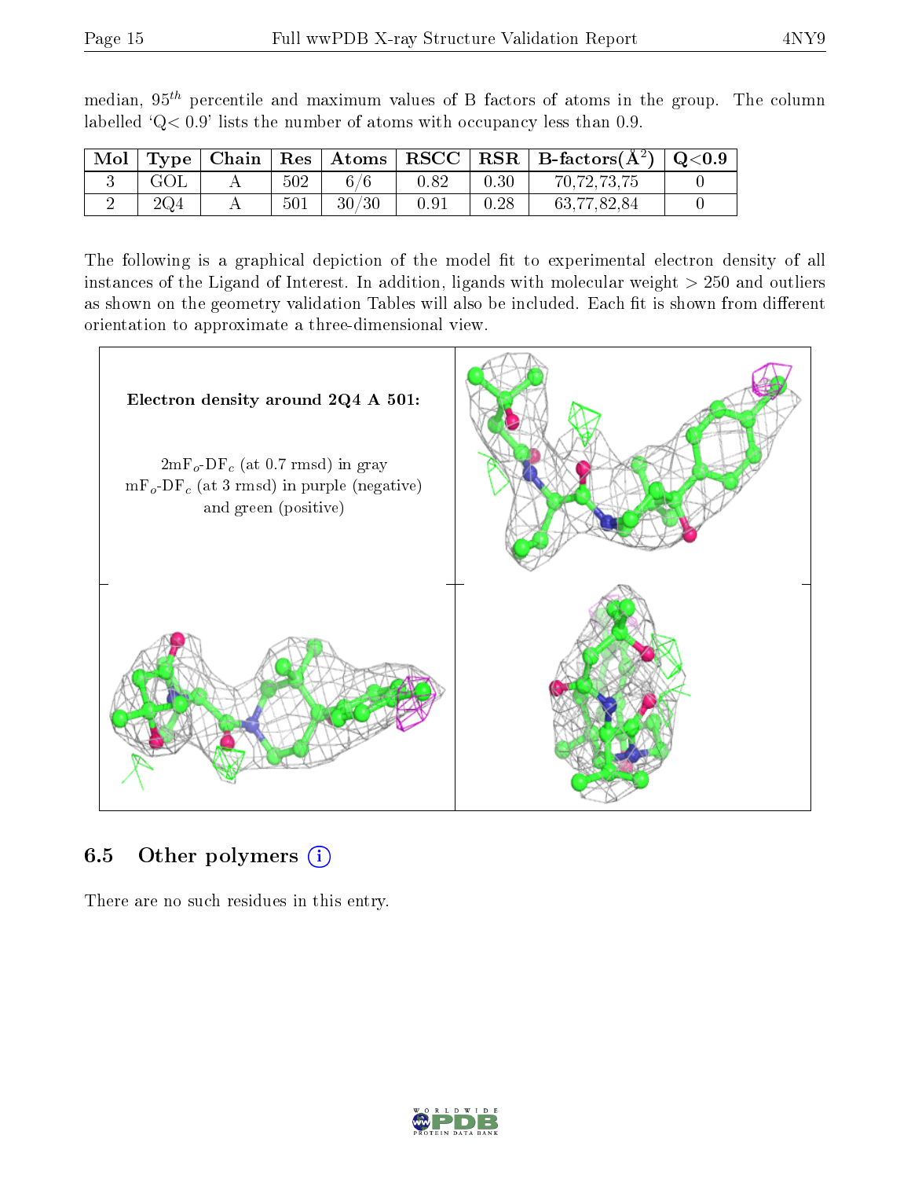median, $95^{th}$ percentile and maximum values of B factors of atoms in the group. The column labelled 'Q< 0.9' lists the number of atoms with occupancy less than 0.9.

| Mol | Type | Chain | Res | Atoms | RSCC | RSR | B-factors($Å^2$) | Q<0.9 |
|---|---|---|---|---|---|---|---|---|
| 3 | GOL | A | 502 | 6/6 | 0.82 | 0.30 | 70,72,73,75 | 0 |
| 2 | 2Q4 | A | 501 | 30/30 | 0.91 | 0.28 | 63,77,82,84 | 0 |

The following is a graphical depiction of the model fit to experimental electron density of all instances of the Ligand of Interest. In addition, ligands with molecular weight > 250 and outliers as shown on the geometry validation Tables will also be included. Each fit is shown from different orientation to approximate a three-dimensional view.

**Electron density around 2Q4 A 501:**

$2mF_o$-$DF_c$ (at 0.7 rmsd) in gray
$mF_o$-$DF_c$ (at 3 rmsd) in purple (negative) and green (positive)

## 6.5 Other polymers

There are no such residues in this entry.